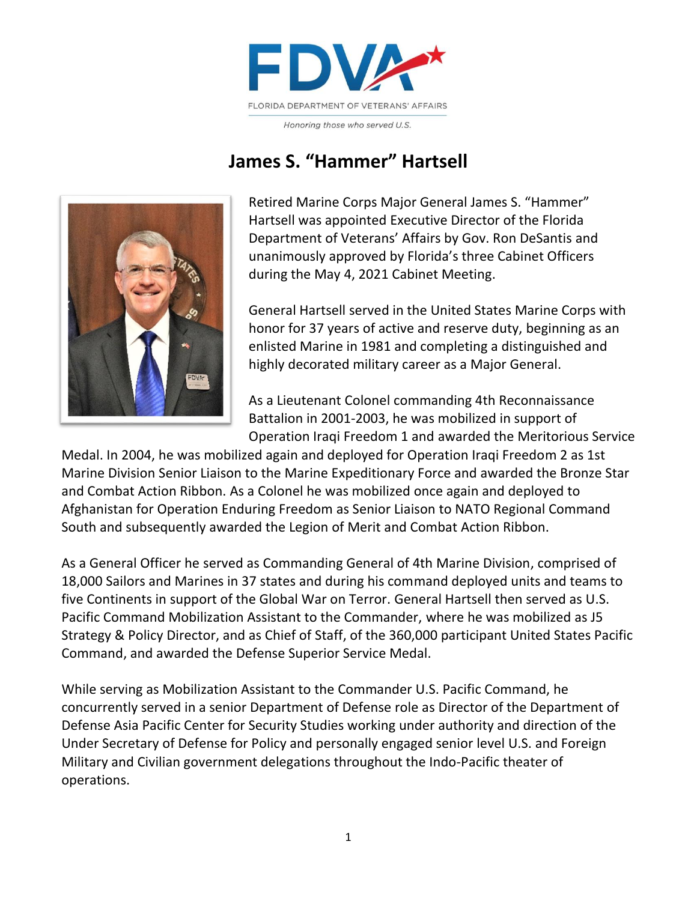FLORIDA DEPARTMENT OF VETERANS' AFFAIRS

*Honoring those who served U.S.*

# James S. "Hammer" Hartsell

Retired Marine Corps Major General James S. "Hammer" Hartsell was appointed Executive Director of the Florida Department of Veterans' Affairs by Gov. Ron DeSantis and unanimously approved by Florida's three Cabinet Officers during the May 4, 2021 Cabinet Meeting.

General Hartsell served in the United States Marine Corps with honor for 37 years of active and reserve duty, beginning as an enlisted Marine in 1981 and completing a distinguished and highly decorated military career as a Major General.

As a Lieutenant Colonel commanding 4th Reconnaissance Battalion in 2001-2003, he was mobilized in support of Operation Iraqi Freedom 1 and awarded the Meritorious Service Medal. In 2004, he was mobilized again and deployed for Operation Iraqi Freedom 2 as 1st Marine Division Senior Liaison to the Marine Expeditionary Force and awarded the Bronze Star and Combat Action Ribbon. As a Colonel he was mobilized once again and deployed to Afghanistan for Operation Enduring Freedom as Senior Liaison to NATO Regional Command South and subsequently awarded the Legion of Merit and Combat Action Ribbon.

As a General Officer he served as Commanding General of 4th Marine Division, comprised of 18,000 Sailors and Marines in 37 states and during his command deployed units and teams to five Continents in support of the Global War on Terror. General Hartsell then served as U.S. Pacific Command Mobilization Assistant to the Commander, where he was mobilized as J5 Strategy & Policy Director, and as Chief of Staff, of the 360,000 participant United States Pacific Command, and awarded the Defense Superior Service Medal.

While serving as Mobilization Assistant to the Commander U.S. Pacific Command, he concurrently served in a senior Department of Defense role as Director of the Department of Defense Asia Pacific Center for Security Studies working under authority and direction of the Under Secretary of Defense for Policy and personally engaged senior level U.S. and Foreign Military and Civilian government delegations throughout the Indo-Pacific theater of operations.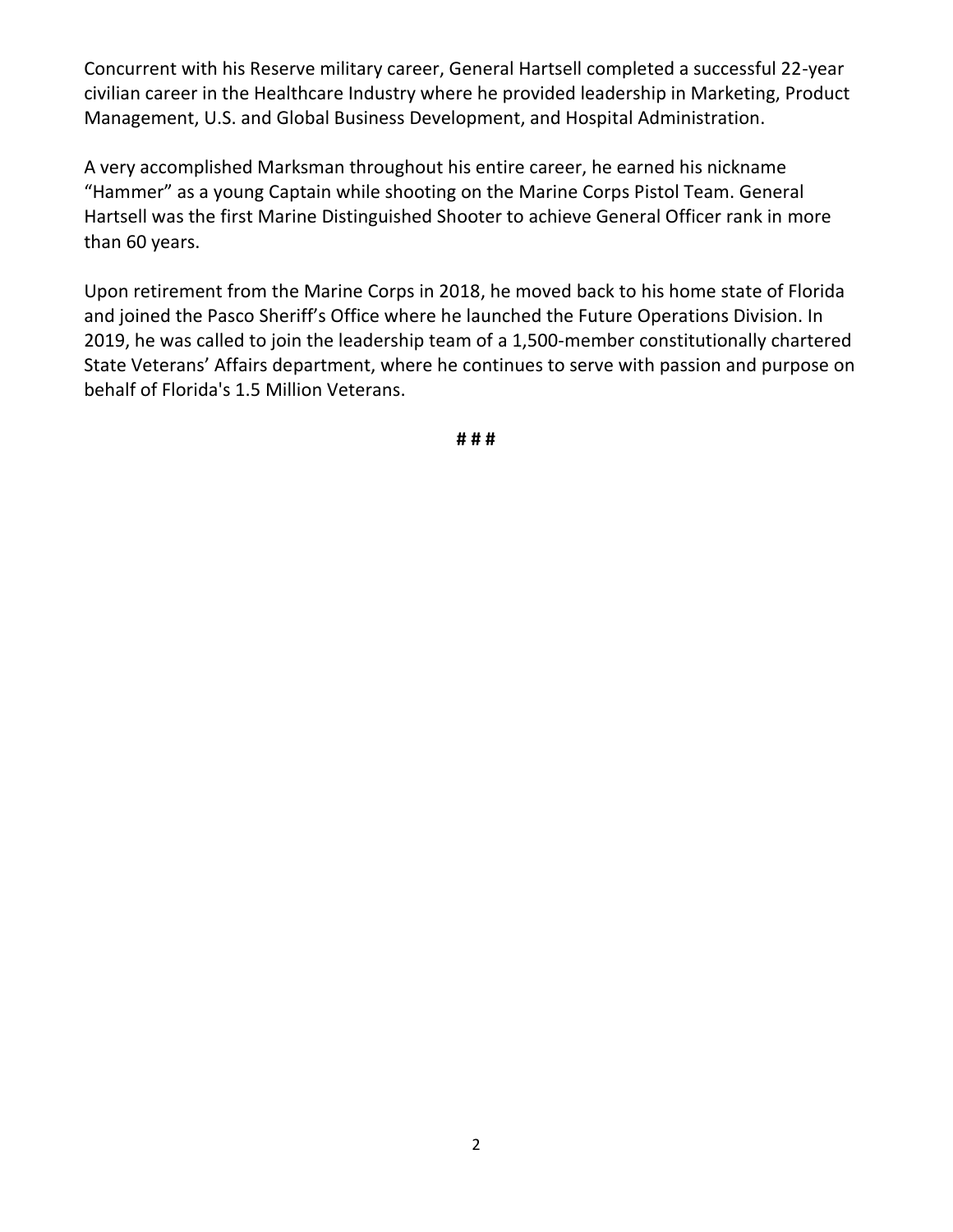Concurrent with his Reserve military career, General Hartsell completed a successful 22-year civilian career in the Healthcare Industry where he provided leadership in Marketing, Product Management, U.S. and Global Business Development, and Hospital Administration.

A very accomplished Marksman throughout his entire career, he earned his nickname "Hammer" as a young Captain while shooting on the Marine Corps Pistol Team. General Hartsell was the first Marine Distinguished Shooter to achieve General Officer rank in more than 60 years.

Upon retirement from the Marine Corps in 2018, he moved back to his home state of Florida and joined the Pasco Sheriff's Office where he launched the Future Operations Division. In 2019, he was called to join the leadership team of a 1,500-member constitutionally chartered State Veterans' Affairs department, where he continues to serve with passion and purpose on behalf of Florida's 1.5 Million Veterans.

**# # #**